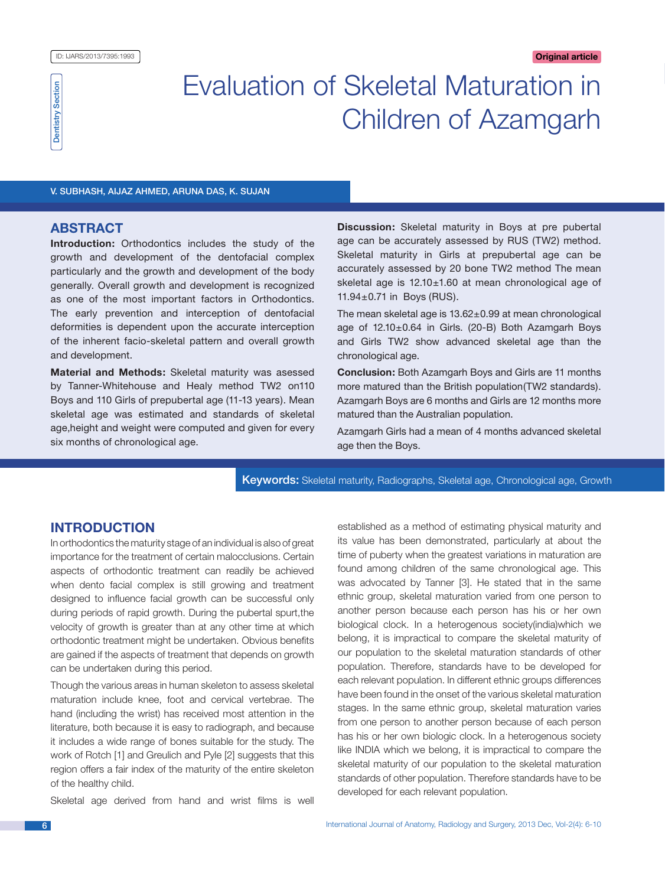ID: IJARS/2013/7395:1993

Dentistry Section

Original article

# Evaluation of Skeletal Maturation in Children of Azamgarh

V. SUBHASH, AIJAZ AHMED, ARUNA DAS, K. SUJAN

## ABSTRACT

**Introduction:** Orthodontics includes the study of the growth and development of the dentofacial complex particularly and the growth and development of the body generally. Overall growth and development is recognized as one of the most important factors in Orthodontics. The early prevention and interception of dentofacial deformities is dependent upon the accurate interception of the inherent facio-skeletal pattern and overall growth and development.

**Material and Methods:** Skeletal maturity was asessed by Tanner-Whitehouse and Healy method TW2 on110 Boys and 110 Girls of prepubertal age (11-13 years). Mean skeletal age was estimated and standards of skeletal age,height and weight were computed and given for every six months of chronological age.

**Discussion:** Skeletal maturity in Boys at pre pubertal age can be accurately assessed by RUS (TW2) method. Skeletal maturity in Girls at prepubertal age can be accurately assessed by 20 bone TW2 method The mean skeletal age is 12.10±1.60 at mean chronological age of 11.94±0.71 in Boys (RUS).

The mean skeletal age is 13.62±0.99 at mean chronological age of 12.10±0.64 in Girls. (20-B) Both Azamgarh Boys and Girls TW2 show advanced skeletal age than the chronological age.

**Conclusion:** Both Azamgarh Boys and Girls are 11 months more matured than the British population(TW2 standards). Azamgarh Boys are 6 months and Girls are 12 months more matured than the Australian population.

Azamgarh Girls had a mean of 4 months advanced skeletal age then the Boys.

**Keywords:** Skeletal maturity, Radiographs, Skeletal age, Chronological age, Growth

## INTRODUCTION

In orthodontics the maturity stage of an individual is also of great importance for the treatment of certain malocclusions. Certain aspects of orthodontic treatment can readily be achieved when dento facial complex is still growing and treatment designed to influence facial growth can be successful only during periods of rapid growth. During the pubertal spurt,the velocity of growth is greater than at any other time at which orthodontic treatment might be undertaken. Obvious benefits are gained if the aspects of treatment that depends on growth can be undertaken during this period.

Though the various areas in human skeleton to assess skeletal maturation include knee, foot and cervical vertebrae. The hand (including the wrist) has received most attention in the literature, both because it is easy to radiograph, and because it includes a wide range of bones suitable for the study. The work of Rotch [1] and Greulich and Pyle [2] suggests that this region offers a fair index of the maturity of the entire skeleton of the healthy child.

Skeletal age derived from hand and wrist films is well established as a method of estimating physical maturity and its value has been demonstrated, particularly at about the time of puberty when the greatest variations in maturation are found among children of the same chronological age. This was advocated by Tanner [3]. He stated that in the same ethnic group, skeletal maturation varied from one person to another person because each person has his or her own biological clock. In a heterogenous society(india)which we belong, it is impractical to compare the skeletal maturity of our population to the skeletal maturation standards of other population. Therefore, standards have to be developed for each relevant population. In different ethnic groups differences have been found in the onset of the various skeletal maturation stages. In the same ethnic group, skeletal maturation varies from one person to another person because of each person has his or her own biologic clock. In a heterogenous society like INDIA which we belong, it is impractical to compare the skeletal maturity of our population to the skeletal maturation standards of other population. Therefore standards have to be developed for each relevant population.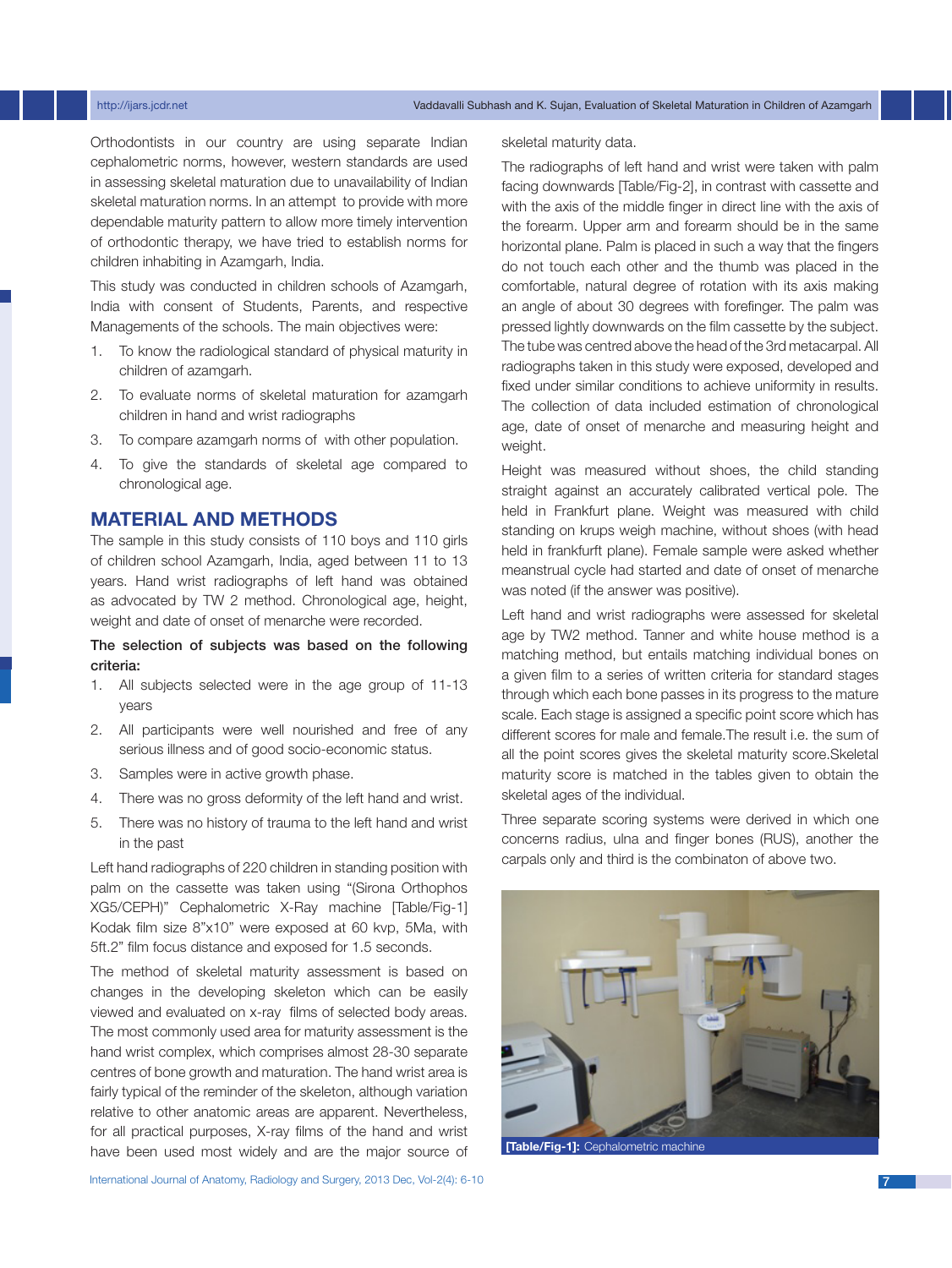Orthodontists in our country are using separate Indian cephalometric norms, however, western standards are used in assessing skeletal maturation due to unavailability of Indian skeletal maturation norms. In an attempt to provide with more dependable maturity pattern to allow more timely intervention of orthodontic therapy, we have tried to establish norms for children inhabiting in Azamgarh, India.

This study was conducted in children schools of Azamgarh, India with consent of Students, Parents, and respective Managements of the schools. The main objectives were:

1. To know the radiological standard of physical maturity in children of azamgarh.
2. To evaluate norms of skeletal maturation for azamgarh children in hand and wrist radiographs
3. To compare azamgarh norms of with other population.
4. To give the standards of skeletal age compared to chronological age.

## MATERIAL AND METHODS

The sample in this study consists of 110 boys and 110 girls of children school Azamgarh, India, aged between 11 to 13 years. Hand wrist radiographs of left hand was obtained as advocated by TW 2 method. Chronological age, height, weight and date of onset of menarche were recorded.

**The selection of subjects was based on the following criteria:**

1. All subjects selected were in the age group of 11-13 years
2. All participants were well nourished and free of any serious illness and of good socio-economic status.
3. Samples were in active growth phase.
4. There was no gross deformity of the left hand and wrist.
5. There was no history of trauma to the left hand and wrist in the past

Left hand radiographs of 220 children in standing position with palm on the cassette was taken using "(Sirona Orthophos XG5/CEPH)" Cephalometric X-Ray machine [Table/Fig-1] Kodak film size 8"x10" were exposed at 60 kvp, 5Ma, with 5ft.2" film focus distance and exposed for 1.5 seconds.

The method of skeletal maturity assessment is based on changes in the developing skeleton which can be easily viewed and evaluated on x-ray films of selected body areas. The most commonly used area for maturity assessment is the hand wrist complex, which comprises almost 28-30 separate centres of bone growth and maturation. The hand wrist area is fairly typical of the reminder of the skeleton, although variation relative to other anatomic areas are apparent. Nevertheless, for all practical purposes, X-ray films of the hand and wrist have been used most widely and are the major source of skeletal maturity data.

The radiographs of left hand and wrist were taken with palm facing downwards [Table/Fig-2], in contrast with cassette and with the axis of the middle finger in direct line with the axis of the forearm. Upper arm and forearm should be in the same horizontal plane. Palm is placed in such a way that the fingers do not touch each other and the thumb was placed in the comfortable, natural degree of rotation with its axis making an angle of about 30 degrees with forefinger. The palm was pressed lightly downwards on the film cassette by the subject. The tube was centred above the head of the 3rd metacarpal. All radiographs taken in this study were exposed, developed and fixed under similar conditions to achieve uniformity in results. The collection of data included estimation of chronological age, date of onset of menarche and measuring height and weight.

Height was measured without shoes, the child standing straight against an accurately calibrated vertical pole. The held in Frankfurt plane. Weight was measured with child standing on krups weigh machine, without shoes (with head held in frankfurft plane). Female sample were asked whether meanstrual cycle had started and date of onset of menarche was noted (if the answer was positive).

Left hand and wrist radiographs were assessed for skeletal age by TW2 method. Tanner and white house method is a matching method, but entails matching individual bones on a given film to a series of written criteria for standard stages through which each bone passes in its progress to the mature scale. Each stage is assigned a specific point score which has different scores for male and female.The result i.e. the sum of all the point scores gives the skeletal maturity score.Skeletal maturity score is matched in the tables given to obtain the skeletal ages of the individual.

Three separate scoring systems were derived in which one concerns radius, ulna and finger bones (RUS), another the carpals only and third is the combinaton of above two.

**[Table/Fig-1]:** Cephalometric machine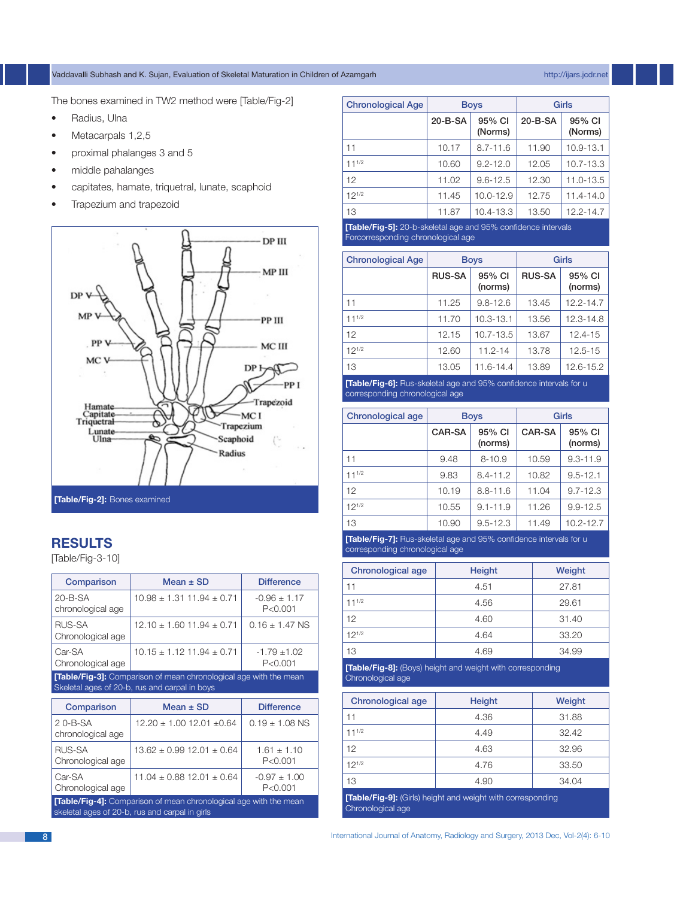The bones examined in TW2 method were [Table/Fig-2]

- Radius, Ulna
- Metacarpals 1,2,5
- proximal phalanges 3 and 5
- middle pahalanges
- capitates, hamate, triquetral, lunate, scaphoid
- Trapezium and trapezoid

[Table/Fig-2]: Bones examined

## RESULTS

[Table/Fig-3-10]

| Comparison | Mean ± SD | Difference |
|---|---|---|
| 20-B-SA chronological age | 10.98 ± 1.31 11.94 ± 0.71 | -0.96 ± 1.17 P<0.001 |
| RUS-SA Chronological age | 12.10 ± 1.60 11.94 ± 0.71 | 0.16 ± 1.47 NS |
| Car-SA Chronological age | 10.15 ± 1.12 11.94 ± 0.71 | -1.79 ±1.02 P<0.001 |

[Table/Fig-3]: Comparison of mean chronological age with the mean Skeletal ages of 20-b, rus and carpal in boys

| Comparison | Mean ± SD | Difference |
|---|---|---|
| 2 0-B-SA chronological age | 12.20 ± 1.00 12.01 ±0.64 | 0.19 ± 1.08 NS |
| RUS-SA Chronological age | 13.62 ± 0.99 12.01 ± 0.64 | 1.61 ± 1.10 P<0.001 |
| Car-SA Chronological age | 11.04 ± 0.88 12.01 ± 0.64 | -0.97 ± 1.00 P<0.001 |

[Table/Fig-4]: Comparison of mean chronological age with the mean skeletal ages of 20-b, rus and carpal in girls

| Chronological Age | Boys | | Girls | |
|---|---|---|---|---|
| | 20-B-SA | 95% CI (Norms) | 20-B-SA | 95% CI (Norms) |
| 11 | 10.17 | 8.7-11.6 | 11.90 | 10.9-13.1 |
| $11^{1/2}$ | 10.60 | 9.2-12.0 | 12.05 | 10.7-13.3 |
| 12 | 11.02 | 9.6-12.5 | 12.30 | 11.0-13.5 |
| $12^{1/2}$ | 11.45 | 10.0-12.9 | 12.75 | 11.4-14.0 |
| 13 | 11.87 | 10.4-13.3 | 13.50 | 12.2-14.7 |

[Table/Fig-5]: 20-b-skeletal age and 95% confidence intervals Forcorresponding chronological age

| Chronological Age | Boys | | Girls | |
|---|---|---|---|---|
| | RUS-SA | 95% CI (norms) | RUS-SA | 95% CI (norms) |
| 11 | 11.25 | 9.8-12.6 | 13.45 | 12.2-14.7 |
| $11^{1/2}$ | 11.70 | 10.3-13.1 | 13.56 | 12.3-14.8 |
| 12 | 12.15 | 10.7-13.5 | 13.67 | 12.4-15 |
| $12^{1/2}$ | 12.60 | 11.2-14 | 13.78 | 12.5-15 |
| 13 | 13.05 | 11.6-14.4 | 13.89 | 12.6-15.2 |

[Table/Fig-6]: Rus-skeletal age and 95% confidence intervals for u corresponding chronological age

| Chronological age | Boys | | Girls | |
|---|---|---|---|---|
| | CAR-SA | 95% CI (norms) | CAR-SA | 95% CI (norms) |
| 11 | 9.48 | 8-10.9 | 10.59 | 9.3-11.9 |
| $11^{1/2}$ | 9.83 | 8.4-11.2 | 10.82 | 9.5-12.1 |
| 12 | 10.19 | 8.8-11.6 | 11.04 | 9.7-12.3 |
| $12^{1/2}$ | 10.55 | 9.1-11.9 | 11.26 | 9.9-12.5 |
| 13 | 10.90 | 9.5-12.3 | 11.49 | 10.2-12.7 |

[Table/Fig-7]: Rus-skeletal age and 95% confidence intervals for u corresponding chronological age

| Chronological age | Height | Weight |
|---|---|---|
| 11 | 4.51 | 27.81 |
| $11^{1/2}$ | 4.56 | 29.61 |
| 12 | 4.60 | 31.40 |
| $12^{1/2}$ | 4.64 | 33.20 |
| 13 | 4.69 | 34.99 |

[Table/Fig-8]: (Boys) height and weight with corresponding Chronological age

| Chronological age | Height | Weight |
|---|---|---|
| 11 | 4.36 | 31.88 |
| $11^{1/2}$ | 4.49 | 32.42 |
| 12 | 4.63 | 32.96 |
| $12^{1/2}$ | 4.76 | 33.50 |
| 13 | 4.90 | 34.04 |

[Table/Fig-9]: (Girls) height and weight with corresponding Chronological age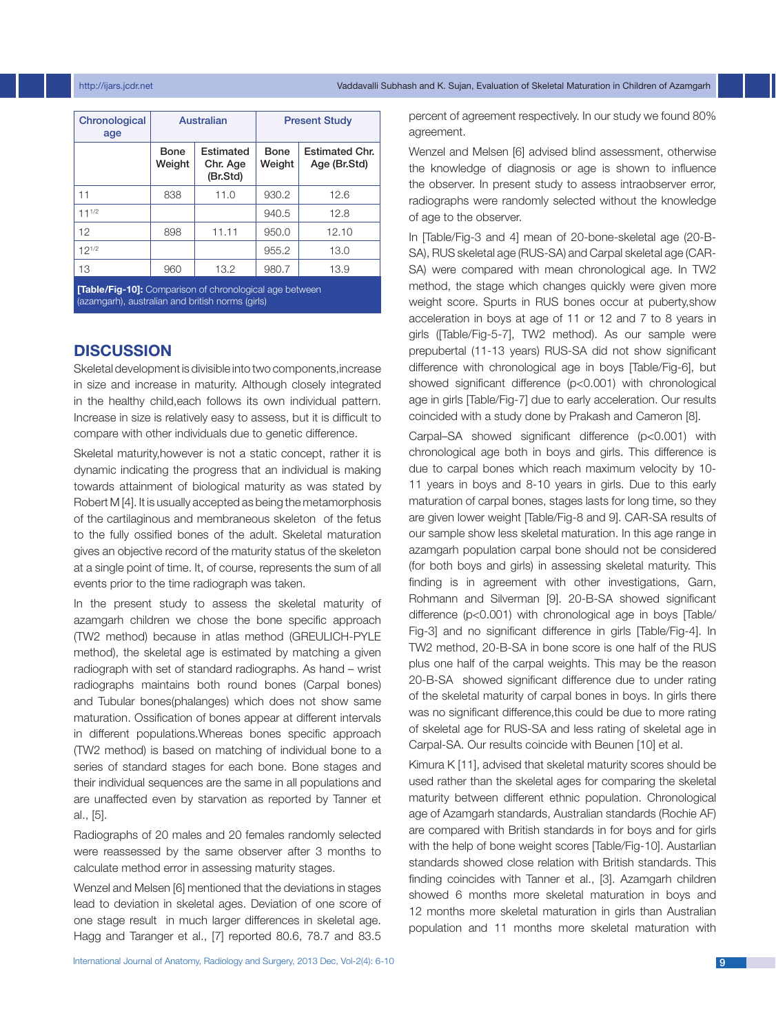| Chronological age | Australian | | Present Study | |
|---|---|---|---|---|
| | Bone Weight | Estimated Chr. Age (Br.Std) | Bone Weight | Estimated Chr. Age (Br.Std) |
| 11 | 838 | 11.0 | 930.2 | 12.6 |
| $11^{1/2}$ | | | 940.5 | 12.8 |
| 12 | 898 | 11.11 | 950.0 | 12.10 |
| $12^{1/2}$ | | | 955.2 | 13.0 |
| 13 | 960 | 13.2 | 980.7 | 13.9 |

**[Table/Fig-10]:** Comparison of chronological age between (azamgarh), australian and british norms (girls)

## DISCUSSION

Skeletal development is divisible into two components,increase in size and increase in maturity. Although closely integrated in the healthy child,each follows its own individual pattern. Increase in size is relatively easy to assess, but it is difficult to compare with other individuals due to genetic difference.

Skeletal maturity,however is not a static concept, rather it is dynamic indicating the progress that an individual is making towards attainment of biological maturity as was stated by Robert M [4]. It is usually accepted as being the metamorphosis of the cartilaginous and membraneous skeleton of the fetus to the fully ossified bones of the adult. Skeletal maturation gives an objective record of the maturity status of the skeleton at a single point of time. It, of course, represents the sum of all events prior to the time radiograph was taken.

In the present study to assess the skeletal maturity of azamgarh children we chose the bone specific approach (TW2 method) because in atlas method (GREULICH-PYLE method), the skeletal age is estimated by matching a given radiograph with set of standard radiographs. As hand – wrist radiographs maintains both round bones (Carpal bones) and Tubular bones(phalanges) which does not show same maturation. Ossification of bones appear at different intervals in different populations.Whereas bones specific approach (TW2 method) is based on matching of individual bone to a series of standard stages for each bone. Bone stages and their individual sequences are the same in all populations and are unaffected even by starvation as reported by Tanner et al., [5].

Radiographs of 20 males and 20 females randomly selected were reassessed by the same observer after 3 months to calculate method error in assessing maturity stages.

Wenzel and Melsen [6] mentioned that the deviations in stages lead to deviation in skeletal ages. Deviation of one score of one stage result in much larger differences in skeletal age. Hagg and Taranger et al., [7] reported 80.6, 78.7 and 83.5 percent of agreement respectively. In our study we found 80% agreement.

Wenzel and Melsen [6] advised blind assessment, otherwise the knowledge of diagnosis or age is shown to influence the observer. In present study to assess intraobserver error, radiographs were randomly selected without the knowledge of age to the observer.

In [Table/Fig-3 and 4] mean of 20-bone-skeletal age (20-B-SA), RUS skeletal age (RUS-SA) and Carpal skeletal age (CAR-SA) were compared with mean chronological age. In TW2 method, the stage which changes quickly were given more weight score. Spurts in RUS bones occur at puberty,show acceleration in boys at age of 11 or 12 and 7 to 8 years in girls ([Table/Fig-5-7], TW2 method). As our sample were prepubertal (11-13 years) RUS-SA did not show significant difference with chronological age in boys [Table/Fig-6], but showed significant difference ($p<0.001$) with chronological age in girls [Table/Fig-7] due to early acceleration. Our results coincided with a study done by Prakash and Cameron [8].

Carpal–SA showed significant difference ($p<0.001$) with chronological age both in boys and girls. This difference is due to carpal bones which reach maximum velocity by 10-11 years in boys and 8-10 years in girls. Due to this early maturation of carpal bones, stages lasts for long time, so they are given lower weight [Table/Fig-8 and 9]. CAR-SA results of our sample show less skeletal maturation. In this age range in azamgarh population carpal bone should not be considered (for both boys and girls) in assessing skeletal maturity. This finding is in agreement with other investigations, Garn, Rohmann and Silverman [9]. 20-B-SA showed significant difference ($p<0.001$) with chronological age in boys [Table/Fig-3] and no significant difference in girls [Table/Fig-4]. In TW2 method, 20-B-SA in bone score is one half of the RUS plus one half of the carpal weights. This may be the reason 20-B-SA showed significant difference due to under rating of the skeletal maturity of carpal bones in boys. In girls there was no significant difference,this could be due to more rating of skeletal age for RUS-SA and less rating of skeletal age in Carpal-SA. Our results coincide with Beunen [10] et al.

Kimura K [11], advised that skeletal maturity scores should be used rather than the skeletal ages for comparing the skeletal maturity between different ethnic population. Chronological age of Azamgarh standards, Australian standards (Rochie AF) are compared with British standards in for boys and for girls with the help of bone weight scores [Table/Fig-10]. Austarlian standards showed close relation with British standards. This finding coincides with Tanner et al., [3]. Azamgarh children showed 6 months more skeletal maturation in boys and 12 months more skeletal maturation in girls than Australian population and 11 months more skeletal maturation with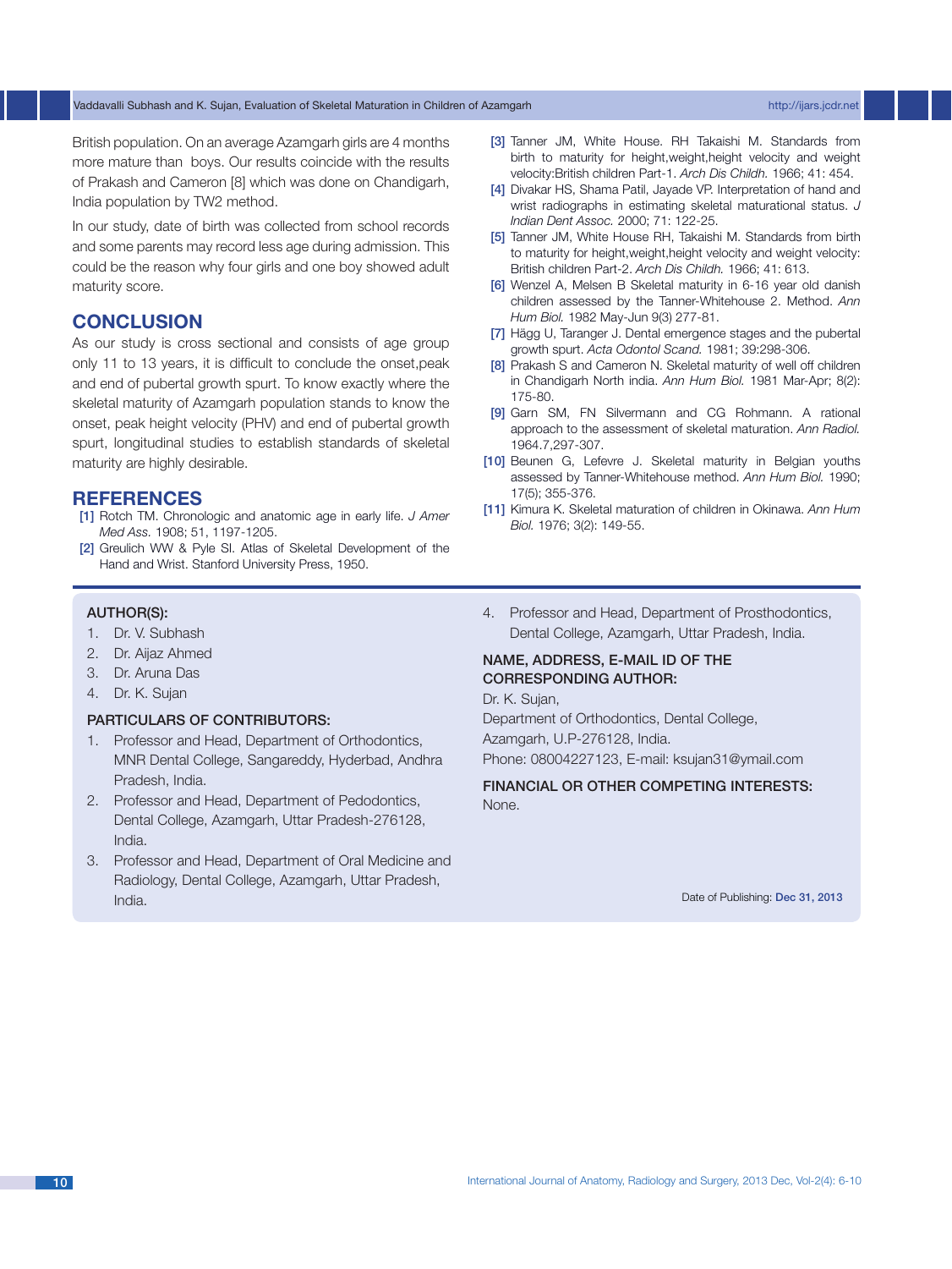British population. On an average Azamgarh girls are 4 months more mature than boys. Our results coincide with the results of Prakash and Cameron [8] which was done on Chandigarh, India population by TW2 method.

In our study, date of birth was collected from school records and some parents may record less age during admission. This could be the reason why four girls and one boy showed adult maturity score.

## CONCLUSION

As our study is cross sectional and consists of age group only 11 to 13 years, it is difficult to conclude the onset,peak and end of pubertal growth spurt. To know exactly where the skeletal maturity of Azamgarh population stands to know the onset, peak height velocity (PHV) and end of pubertal growth spurt, longitudinal studies to establish standards of skeletal maturity are highly desirable.

## REFERENCES

[1] Rotch TM. Chronologic and anatomic age in early life. *J Amer Med Ass.* 1908; 51, 1197-1205.

[2] Greulich WW & Pyle SI. Atlas of Skeletal Development of the Hand and Wrist. Stanford University Press, 1950.

[3] Tanner JM, White House. RH Takaishi M. Standards from birth to maturity for height,weight,height velocity and weight velocity:British children Part-1. *Arch Dis Childh.* 1966; 41: 454.

[4] Divakar HS, Shama Patil, Jayade VP. Interpretation of hand and wrist radiographs in estimating skeletal maturational status. *J Indian Dent Assoc.* 2000; 71: 122-25.

[5] Tanner JM, White House RH, Takaishi M. Standards from birth to maturity for height,weight,height velocity and weight velocity: British children Part-2. *Arch Dis Childh.* 1966; 41: 613.

[6] Wenzel A, Melsen B Skeletal maturity in 6-16 year old danish children assessed by the Tanner-Whitehouse 2. Method. *Ann Hum Biol.* 1982 May-Jun 9(3) 277-81.

[7] Hägg U, Taranger J. Dental emergence stages and the pubertal growth spurt. *Acta Odontol Scand.* 1981; 39:298-306.

[8] Prakash S and Cameron N. Skeletal maturity of well off children in Chandigarh North india. *Ann Hum Biol.* 1981 Mar-Apr; 8(2): 175-80.

[9] Garn SM, FN Silvermann and CG Rohmann. A rational approach to the assessment of skeletal maturation. *Ann Radiol.* 1964.7,297-307.

[10] Beunen G, Lefevre J. Skeletal maturity in Belgian youths assessed by Tanner-Whitehouse method. *Ann Hum Biol.* 1990; 17(5); 355-376.

[11] Kimura K. Skeletal maturation of children in Okinawa. *Ann Hum Biol.* 1976; 3(2): 149-55.

**AUTHOR(S):**

1. Dr. V. Subhash
2. Dr. Aijaz Ahmed
3. Dr. Aruna Das
4. Dr. K. Sujan

**PARTICULARS OF CONTRIBUTORS:**

1. Professor and Head, Department of Orthodontics, MNR Dental College, Sangareddy, Hyderbad, Andhra Pradesh, India.
2. Professor and Head, Department of Pedodontics, Dental College, Azamgarh, Uttar Pradesh-276128, India.
3. Professor and Head, Department of Oral Medicine and Radiology, Dental College, Azamgarh, Uttar Pradesh, India.
4. Professor and Head, Department of Prosthodontics, Dental College, Azamgarh, Uttar Pradesh, India.

**NAME, ADDRESS, E-MAIL ID OF THE CORRESPONDING AUTHOR:**

Dr. K. Sujan,
Department of Orthodontics, Dental College,
Azamgarh, U.P-276128, India.
Phone: 08004227123, E-mail: ksujan31@ymail.com

**FINANCIAL OR OTHER COMPETING INTERESTS:**
None.

Date of Publishing: **Dec 31, 2013**